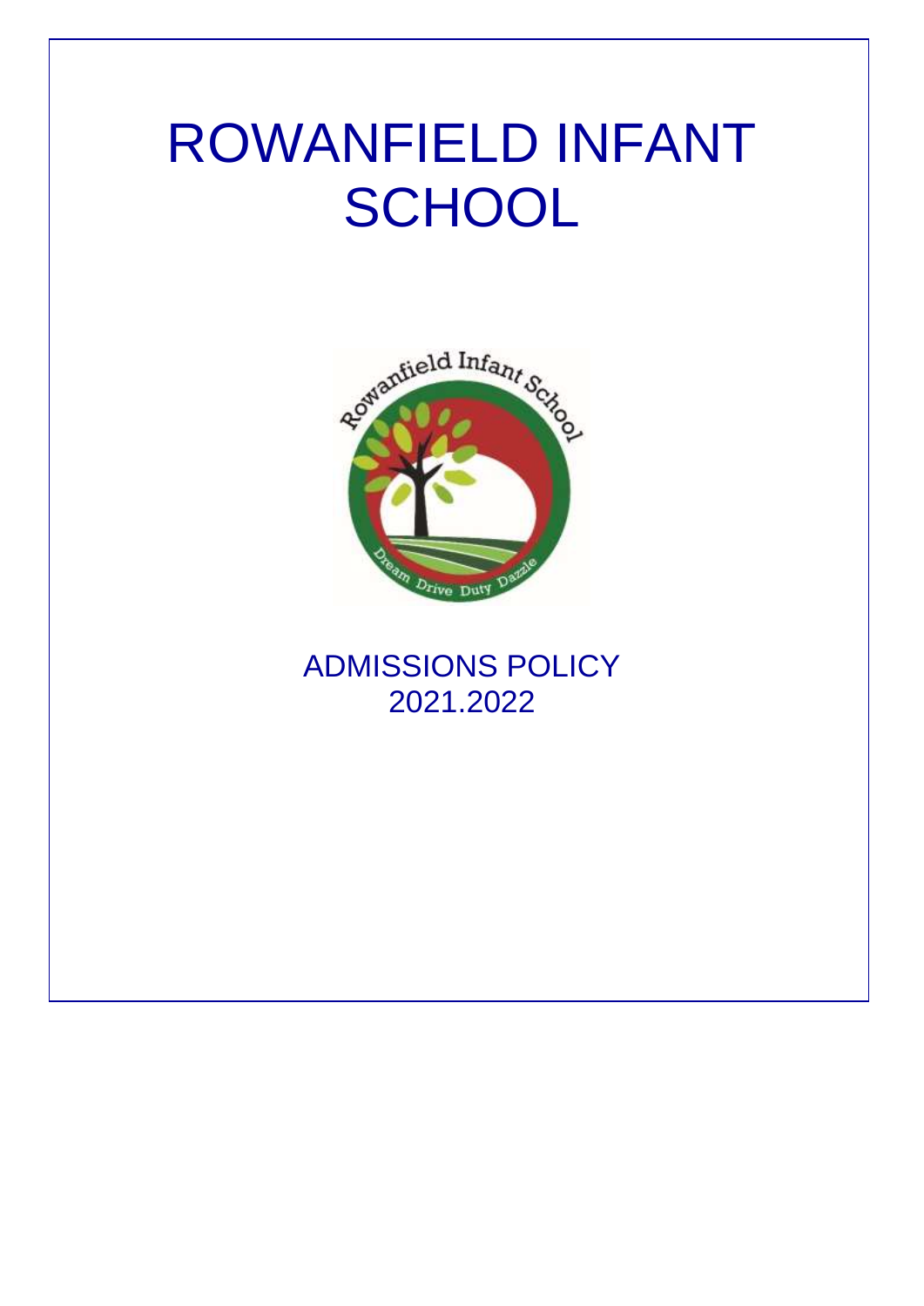# ROWANFIELD INFANT SCHOOL

ADMISSIONS POLICY
2021.2022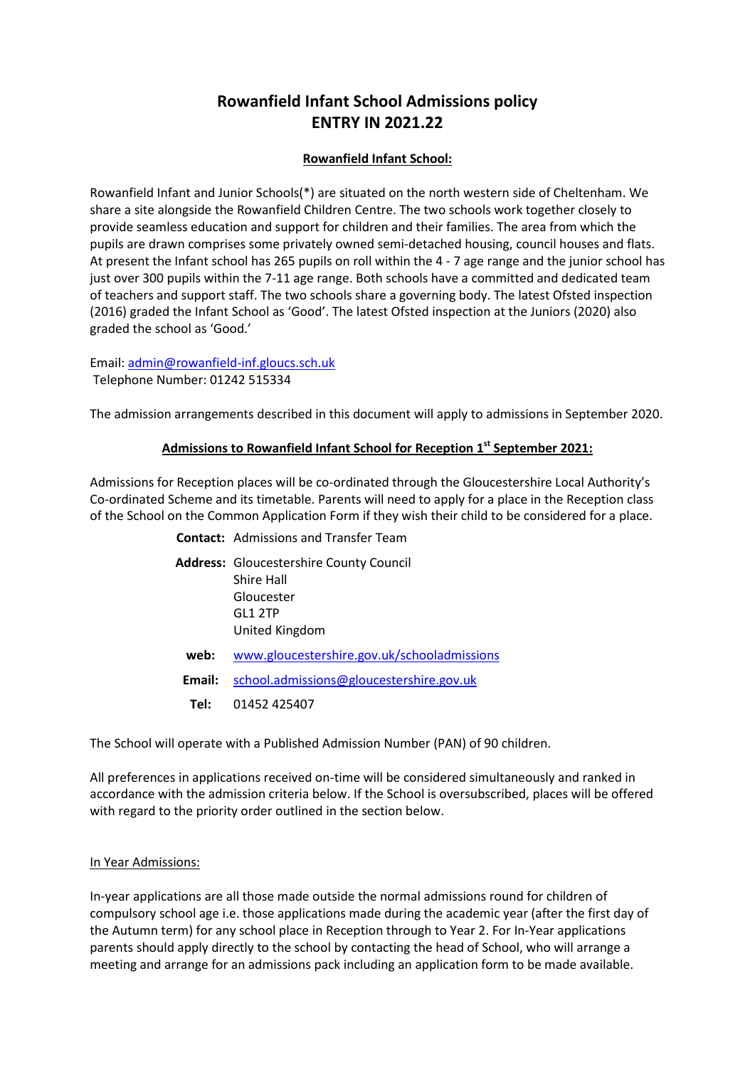# Rowanfield Infant School Admissions policy ENTRY IN 2021.22

**Rowanfield Infant School:**

Rowanfield Infant and Junior Schools(*) are situated on the north western side of Cheltenham. We share a site alongside the Rowanfield Children Centre. The two schools work together closely to provide seamless education and support for children and their families. The area from which the pupils are drawn comprises some privately owned semi-detached housing, council houses and flats. At present the Infant school has 265 pupils on roll within the 4 - 7 age range and the junior school has just over 300 pupils within the 7-11 age range. Both schools have a committed and dedicated team of teachers and support staff. The two schools share a governing body. The latest Ofsted inspection (2016) graded the Infant School as 'Good'. The latest Ofsted inspection at the Juniors (2020) also graded the school as 'Good.'

Email: admin@rowanfield-inf.gloucs.sch.uk
Telephone Number: 01242 515334

The admission arrangements described in this document will apply to admissions in September 2020.

**Admissions to Rowanfield Infant School for Reception 1st September 2021:**

Admissions for Reception places will be co-ordinated through the Gloucestershire Local Authority's Co-ordinated Scheme and its timetable. Parents will need to apply for a place in the Reception class of the School on the Common Application Form if they wish their child to be considered for a place.

**Contact:** Admissions and Transfer Team

**Address:** Gloucestershire County Council
Shire Hall
Gloucester
GL1 2TP
United Kingdom

**web:** www.gloucestershire.gov.uk/schooladmissions

**Email:** school.admissions@gloucestershire.gov.uk

**Tel:** 01452 425407

The School will operate with a Published Admission Number (PAN) of 90 children.

All preferences in applications received on-time will be considered simultaneously and ranked in accordance with the admission criteria below. If the School is oversubscribed, places will be offered with regard to the priority order outlined in the section below.

In Year Admissions:

In-year applications are all those made outside the normal admissions round for children of compulsory school age i.e. those applications made during the academic year (after the first day of the Autumn term) for any school place in Reception through to Year 2. For In-Year applications parents should apply directly to the school by contacting the head of School, who will arrange a meeting and arrange for an admissions pack including an application form to be made available.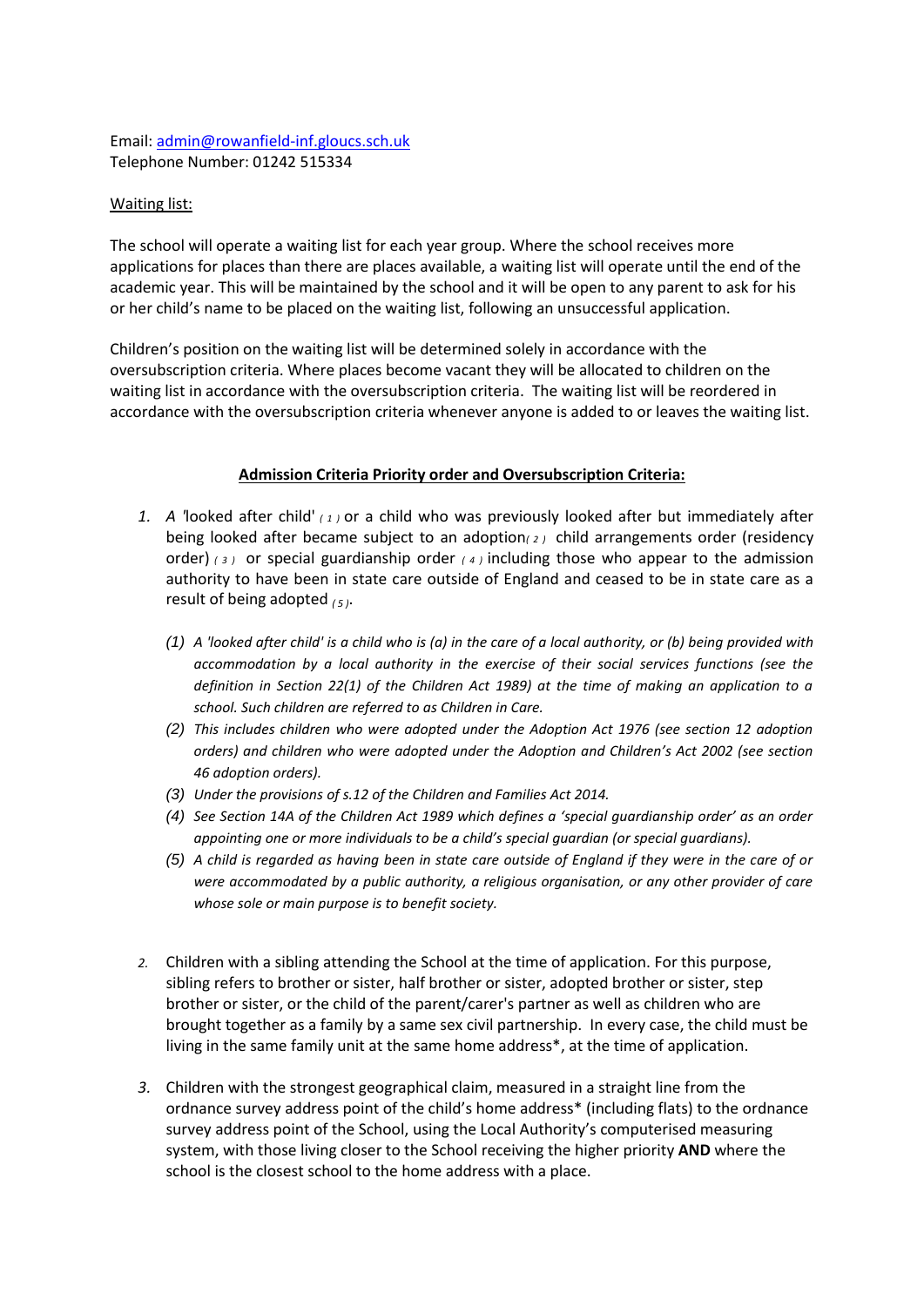Email: admin@rowanfield-inf.gloucs.sch.uk
Telephone Number: 01242 515334

Waiting list:

The school will operate a waiting list for each year group. Where the school receives more applications for places than there are places available, a waiting list will operate until the end of the academic year. This will be maintained by the school and it will be open to any parent to ask for his or her child's name to be placed on the waiting list, following an unsuccessful application.

Children's position on the waiting list will be determined solely in accordance with the oversubscription criteria. Where places become vacant they will be allocated to children on the waiting list in accordance with the oversubscription criteria. The waiting list will be reordered in accordance with the oversubscription criteria whenever anyone is added to or leaves the waiting list.

**Admission Criteria Priority order and Oversubscription Criteria:**

1. A 'looked after child' (1) or a child who was previously looked after but immediately after being looked after became subject to an adoption(2) child arrangements order (residency order) (3) or special guardianship order (4) including those who appear to the admission authority to have been in state care outside of England and ceased to be in state care as a result of being adopted (5).

   *(1) A 'looked after child' is a child who is (a) in the care of a local authority, or (b) being provided with accommodation by a local authority in the exercise of their social services functions (see the definition in Section 22(1) of the Children Act 1989) at the time of making an application to a school. Such children are referred to as Children in Care.*

   *(2) This includes children who were adopted under the Adoption Act 1976 (see section 12 adoption orders) and children who were adopted under the Adoption and Children's Act 2002 (see section 46 adoption orders).*

   *(3) Under the provisions of s.12 of the Children and Families Act 2014.*

   *(4) See Section 14A of the Children Act 1989 which defines a 'special guardianship order' as an order appointing one or more individuals to be a child's special guardian (or special guardians).*

   *(5) A child is regarded as having been in state care outside of England if they were in the care of or were accommodated by a public authority, a religious organisation, or any other provider of care whose sole or main purpose is to benefit society.*

2. Children with a sibling attending the School at the time of application. For this purpose, sibling refers to brother or sister, half brother or sister, adopted brother or sister, step brother or sister, or the child of the parent/carer's partner as well as children who are brought together as a family by a same sex civil partnership. In every case, the child must be living in the same family unit at the same home address*, at the time of application.

3. Children with the strongest geographical claim, measured in a straight line from the ordnance survey address point of the child's home address* (including flats) to the ordnance survey address point of the School, using the Local Authority's computerised measuring system, with those living closer to the School receiving the higher priority **AND** where the school is the closest school to the home address with a place.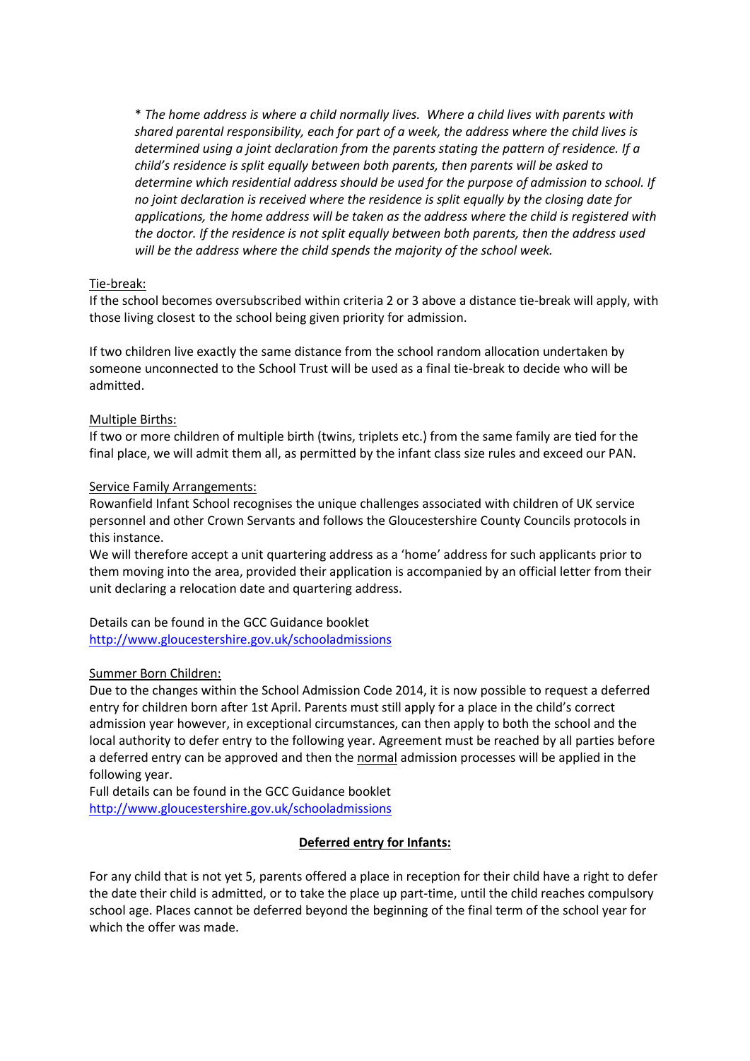*\* The home address is where a child normally lives. Where a child lives with parents with shared parental responsibility, each for part of a week, the address where the child lives is determined using a joint declaration from the parents stating the pattern of residence. If a child's residence is split equally between both parents, then parents will be asked to determine which residential address should be used for the purpose of admission to school. If no joint declaration is received where the residence is split equally by the closing date for applications, the home address will be taken as the address where the child is registered with the doctor. If the residence is not split equally between both parents, then the address used will be the address where the child spends the majority of the school week.*

<u>Tie-break:</u>
If the school becomes oversubscribed within criteria 2 or 3 above a distance tie-break will apply, with those living closest to the school being given priority for admission.

If two children live exactly the same distance from the school random allocation undertaken by someone unconnected to the School Trust will be used as a final tie-break to decide who will be admitted.

<u>Multiple Births:</u>
If two or more children of multiple birth (twins, triplets etc.) from the same family are tied for the final place, we will admit them all, as permitted by the infant class size rules and exceed our PAN.

<u>Service Family Arrangements:</u>
Rowanfield Infant School recognises the unique challenges associated with children of UK service personnel and other Crown Servants and follows the Gloucestershire County Councils protocols in this instance.
We will therefore accept a unit quartering address as a 'home' address for such applicants prior to them moving into the area, provided their application is accompanied by an official letter from their unit declaring a relocation date and quartering address.

Details can be found in the GCC Guidance booklet
http://www.gloucestershire.gov.uk/schooladmissions

<u>Summer Born Children:</u>
Due to the changes within the School Admission Code 2014, it is now possible to request a deferred entry for children born after 1st April. Parents must still apply for a place in the child's correct admission year however, in exceptional circumstances, can then apply to both the school and the local authority to defer entry to the following year. Agreement must be reached by all parties before a deferred entry can be approved and then the <u>normal</u> admission processes will be applied in the following year.
Full details can be found in the GCC Guidance booklet
http://www.gloucestershire.gov.uk/schooladmissions

## <u>Deferred entry for Infants:</u>

For any child that is not yet 5, parents offered a place in reception for their child have a right to defer the date their child is admitted, or to take the place up part-time, until the child reaches compulsory school age. Places cannot be deferred beyond the beginning of the final term of the school year for which the offer was made.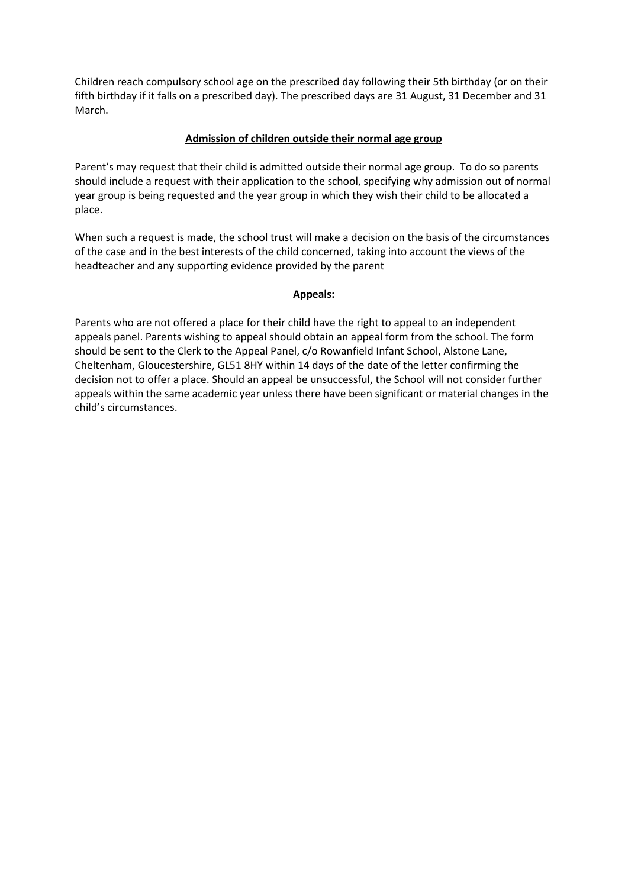Children reach compulsory school age on the prescribed day following their 5th birthday (or on their fifth birthday if it falls on a prescribed day). The prescribed days are 31 August, 31 December and 31 March.

## **Admission of children outside their normal age group**

Parent's may request that their child is admitted outside their normal age group. To do so parents should include a request with their application to the school, specifying why admission out of normal year group is being requested and the year group in which they wish their child to be allocated a place.

When such a request is made, the school trust will make a decision on the basis of the circumstances of the case and in the best interests of the child concerned, taking into account the views of the headteacher and any supporting evidence provided by the parent

## **Appeals:**

Parents who are not offered a place for their child have the right to appeal to an independent appeals panel. Parents wishing to appeal should obtain an appeal form from the school. The form should be sent to the Clerk to the Appeal Panel, c/o Rowanfield Infant School, Alstone Lane, Cheltenham, Gloucestershire, GL51 8HY within 14 days of the date of the letter confirming the decision not to offer a place. Should an appeal be unsuccessful, the School will not consider further appeals within the same academic year unless there have been significant or material changes in the child's circumstances.